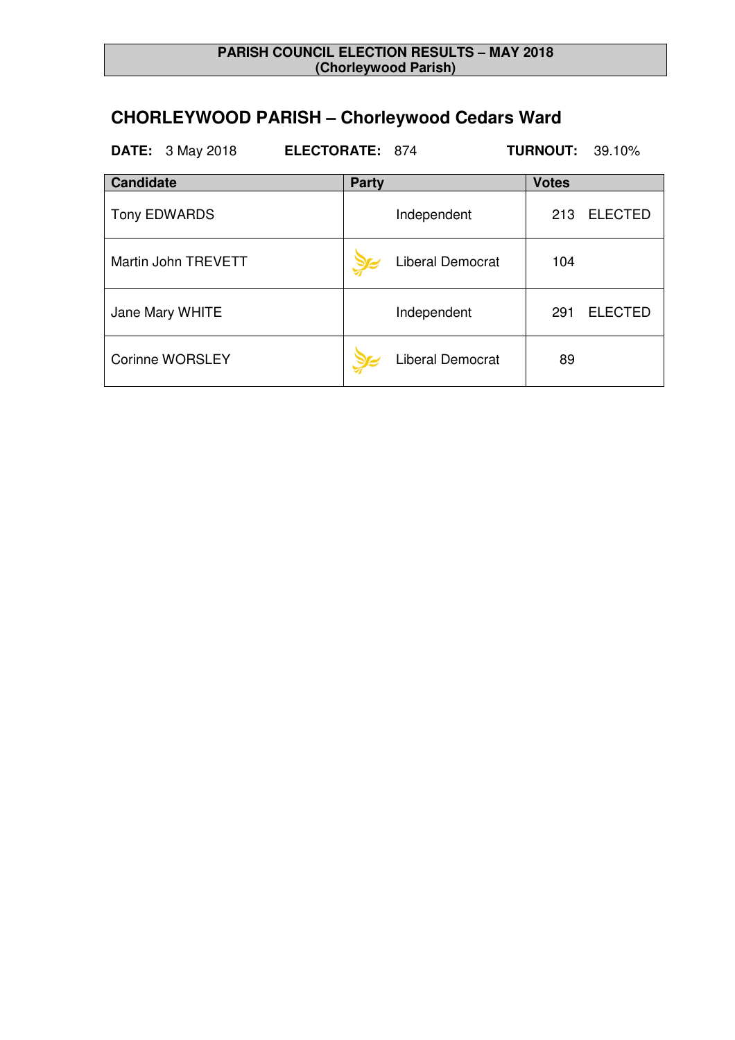**PARISH COUNCIL ELECTION RESULTS – MAY 2018**
**(Chorleywood Parish)**

## CHORLEYWOOD PARISH – Chorleywood Cedars Ward

**DATE:** 3 May 2018 **ELECTORATE:** 874 **TURNOUT:** 39.10%

| Candidate | Party | Votes |
|---|---|---|
| Tony EDWARDS | Independent | 213 ELECTED |
| Martin John TREVETT | Liberal Democrat | 104 |
| Jane Mary WHITE | Independent | 291 ELECTED |
| Corinne WORSLEY | Liberal Democrat | 89 |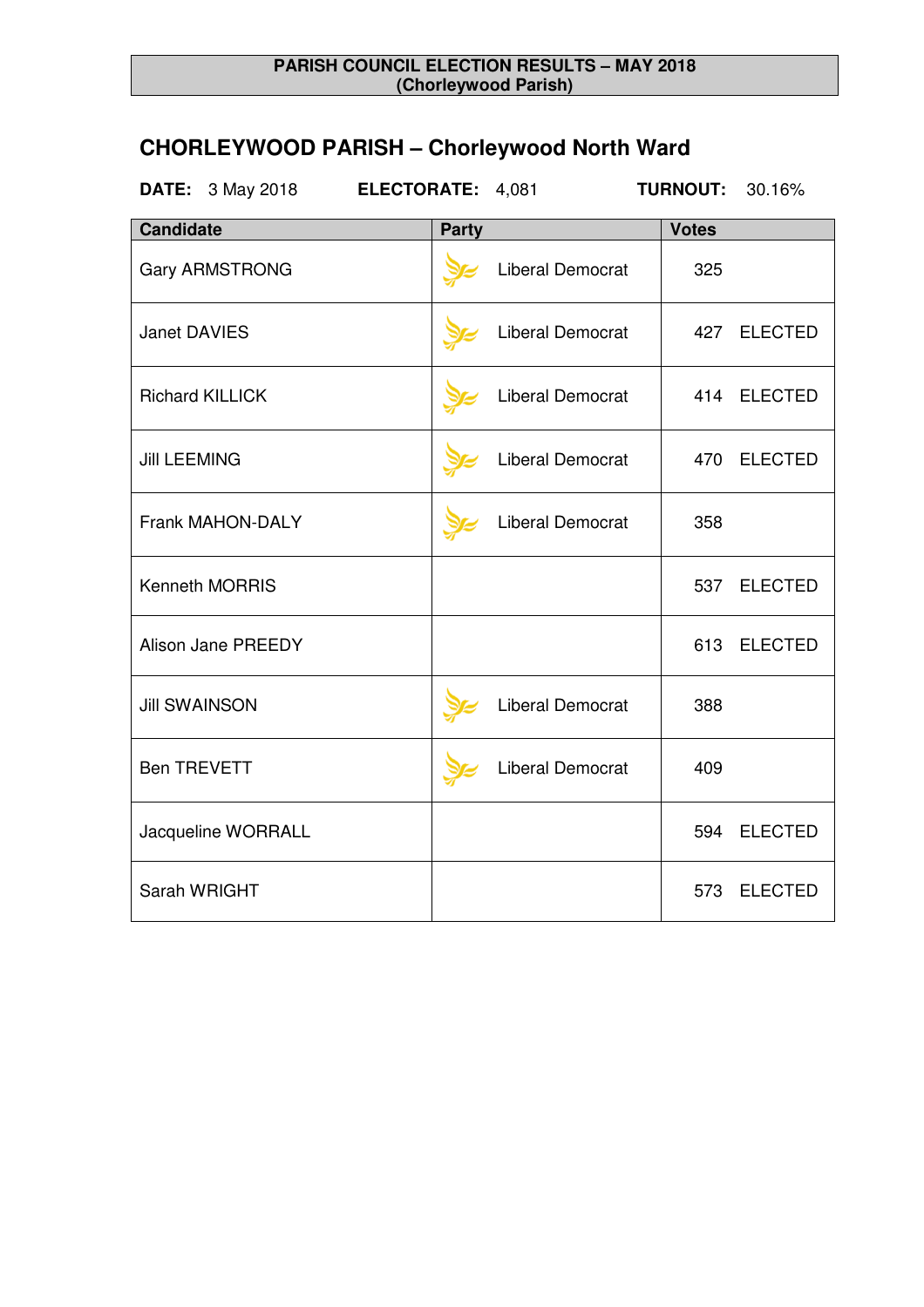**PARISH COUNCIL ELECTION RESULTS – MAY 2018**
**(Chorleywood Parish)**

## CHORLEYWOOD PARISH – Chorleywood North Ward

**DATE:** 3 May 2018 **ELECTORATE:** 4,081 **TURNOUT:** 30.16%

| Candidate | Party | Votes |
|---|---|---|
| Gary ARMSTRONG | Liberal Democrat | 325 |
| Janet DAVIES | Liberal Democrat | 427 ELECTED |
| Richard KILLICK | Liberal Democrat | 414 ELECTED |
| Jill LEEMING | Liberal Democrat | 470 ELECTED |
| Frank MAHON-DALY | Liberal Democrat | 358 |
| Kenneth MORRIS | | 537 ELECTED |
| Alison Jane PREEDY | | 613 ELECTED |
| Jill SWAINSON | Liberal Democrat | 388 |
| Ben TREVETT | Liberal Democrat | 409 |
| Jacqueline WORRALL | | 594 ELECTED |
| Sarah WRIGHT | | 573 ELECTED |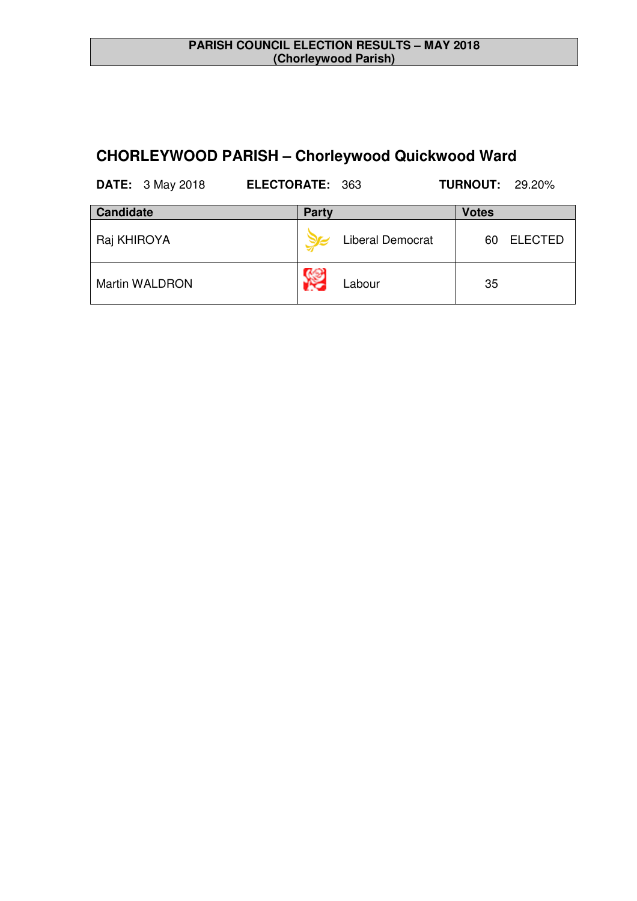**PARISH COUNCIL ELECTION RESULTS – MAY 2018**
**(Chorleywood Parish)**

## CHORLEYWOOD PARISH – Chorleywood Quickwood Ward

**DATE:** 3 May 2018 **ELECTORATE:** 363 **TURNOUT:** 29.20%

| Candidate | Party | Votes |
|---|---|---|
| Raj KHIROYA | Liberal Democrat | 60 ELECTED |
| Martin WALDRON | Labour | 35 |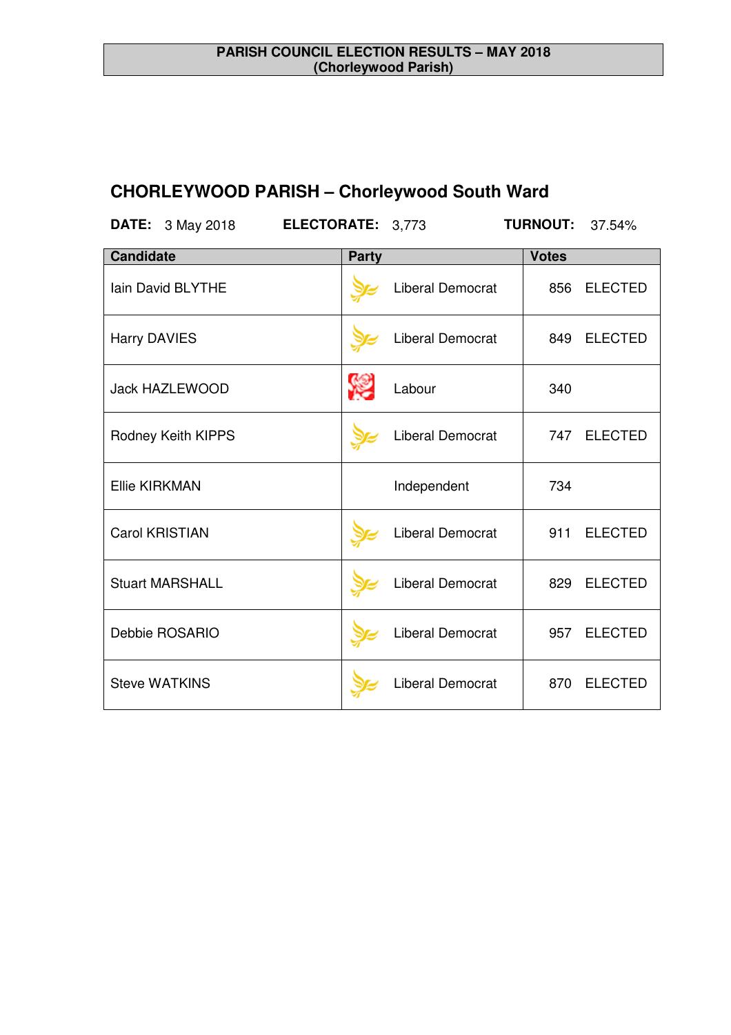**PARISH COUNCIL ELECTION RESULTS – MAY 2018**
**(Chorleywood Parish)**

## CHORLEYWOOD PARISH – Chorleywood South Ward

**DATE:** 3 May 2018 **ELECTORATE:** 3,773 **TURNOUT:** 37.54%

| Candidate | Party | Votes | |
|---|---|---|---|
| Iain David BLYTHE | Liberal Democrat | 856 | ELECTED |
| Harry DAVIES | Liberal Democrat | 849 | ELECTED |
| Jack HAZLEWOOD | Labour | 340 | |
| Rodney Keith KIPPS | Liberal Democrat | 747 | ELECTED |
| Ellie KIRKMAN | Independent | 734 | |
| Carol KRISTIAN | Liberal Democrat | 911 | ELECTED |
| Stuart MARSHALL | Liberal Democrat | 829 | ELECTED |
| Debbie ROSARIO | Liberal Democrat | 957 | ELECTED |
| Steve WATKINS | Liberal Democrat | 870 | ELECTED |